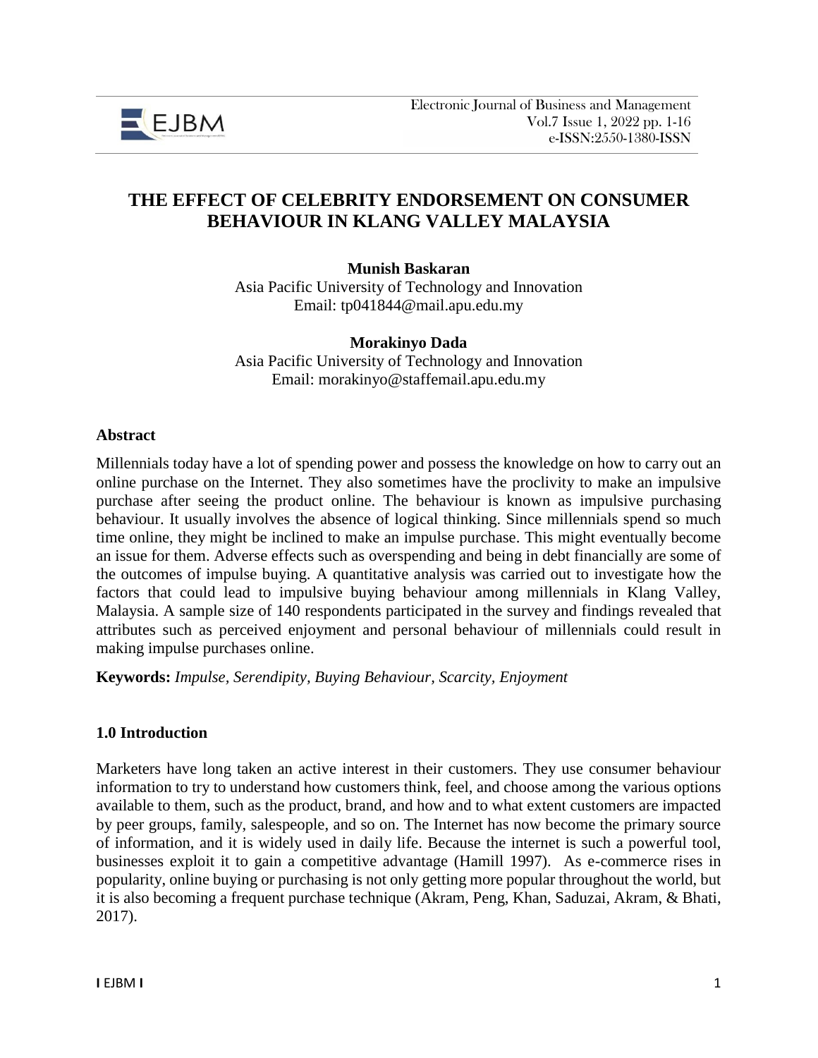# THE EFFECT OF CELEBRITY ENDORSEMENT ON CONSUMER BEHAVIOUR IN KLANG VALLEY MALAYSIA

**Munish Baskaran**
Asia Pacific University of Technology and Innovation
Email: tp041844@mail.apu.edu.my

**Morakinyo Dada**
Asia Pacific University of Technology and Innovation
Email: morakinyo@staffemail.apu.edu.my

## Abstract

Millennials today have a lot of spending power and possess the knowledge on how to carry out an online purchase on the Internet. They also sometimes have the proclivity to make an impulsive purchase after seeing the product online. The behaviour is known as impulsive purchasing behaviour. It usually involves the absence of logical thinking. Since millennials spend so much time online, they might be inclined to make an impulse purchase. This might eventually become an issue for them. Adverse effects such as overspending and being in debt financially are some of the outcomes of impulse buying. A quantitative analysis was carried out to investigate how the factors that could lead to impulsive buying behaviour among millennials in Klang Valley, Malaysia. A sample size of 140 respondents participated in the survey and findings revealed that attributes such as perceived enjoyment and personal behaviour of millennials could result in making impulse purchases online.

**Keywords:** *Impulse, Serendipity, Buying Behaviour, Scarcity, Enjoyment*

## 1.0 Introduction

Marketers have long taken an active interest in their customers. They use consumer behaviour information to try to understand how customers think, feel, and choose among the various options available to them, such as the product, brand, and how and to what extent customers are impacted by peer groups, family, salespeople, and so on. The Internet has now become the primary source of information, and it is widely used in daily life. Because the internet is such a powerful tool, businesses exploit it to gain a competitive advantage (Hamill 1997). As e-commerce rises in popularity, online buying or purchasing is not only getting more popular throughout the world, but it is also becoming a frequent purchase technique (Akram, Peng, Khan, Saduzai, Akram, & Bhati, 2017).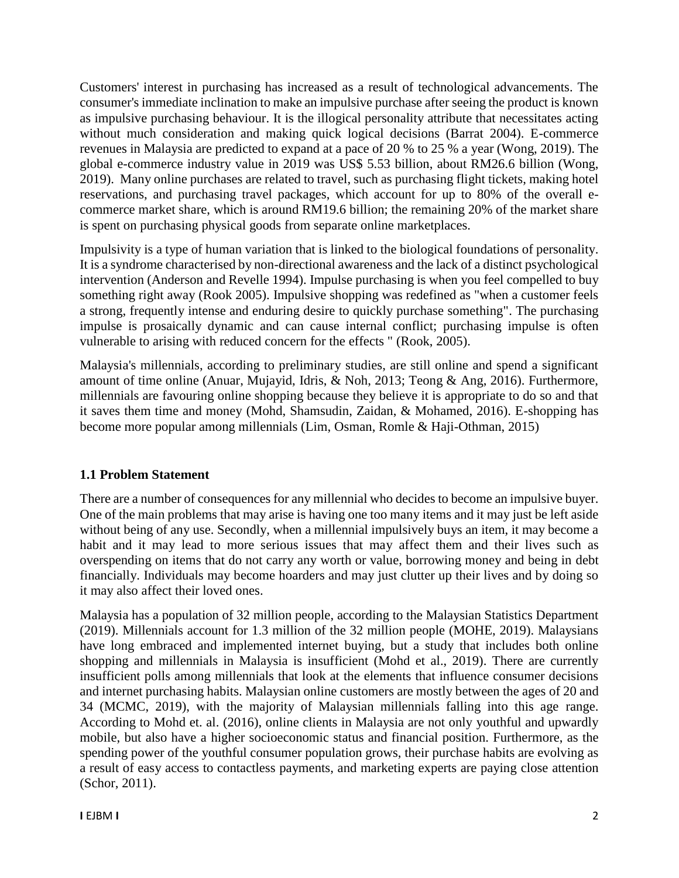Customers' interest in purchasing has increased as a result of technological advancements. The consumer's immediate inclination to make an impulsive purchase after seeing the product is known as impulsive purchasing behaviour. It is the illogical personality attribute that necessitates acting without much consideration and making quick logical decisions (Barrat 2004). E-commerce revenues in Malaysia are predicted to expand at a pace of 20 % to 25 % a year (Wong, 2019). The global e-commerce industry value in 2019 was US$ 5.53 billion, about RM26.6 billion (Wong, 2019). Many online purchases are related to travel, such as purchasing flight tickets, making hotel reservations, and purchasing travel packages, which account for up to 80% of the overall e-commerce market share, which is around RM19.6 billion; the remaining 20% of the market share is spent on purchasing physical goods from separate online marketplaces.

Impulsivity is a type of human variation that is linked to the biological foundations of personality. It is a syndrome characterised by non-directional awareness and the lack of a distinct psychological intervention (Anderson and Revelle 1994). Impulse purchasing is when you feel compelled to buy something right away (Rook 2005). Impulsive shopping was redefined as "when a customer feels a strong, frequently intense and enduring desire to quickly purchase something". The purchasing impulse is prosaically dynamic and can cause internal conflict; purchasing impulse is often vulnerable to arising with reduced concern for the effects " (Rook, 2005).

Malaysia's millennials, according to preliminary studies, are still online and spend a significant amount of time online (Anuar, Mujayid, Idris, & Noh, 2013; Teong & Ang, 2016). Furthermore, millennials are favouring online shopping because they believe it is appropriate to do so and that it saves them time and money (Mohd, Shamsudin, Zaidan, & Mohamed, 2016). E-shopping has become more popular among millennials (Lim, Osman, Romle & Haji-Othman, 2015)

### 1.1 Problem Statement

There are a number of consequences for any millennial who decides to become an impulsive buyer. One of the main problems that may arise is having one too many items and it may just be left aside without being of any use. Secondly, when a millennial impulsively buys an item, it may become a habit and it may lead to more serious issues that may affect them and their lives such as overspending on items that do not carry any worth or value, borrowing money and being in debt financially. Individuals may become hoarders and may just clutter up their lives and by doing so it may also affect their loved ones.

Malaysia has a population of 32 million people, according to the Malaysian Statistics Department (2019). Millennials account for 1.3 million of the 32 million people (MOHE, 2019). Malaysians have long embraced and implemented internet buying, but a study that includes both online shopping and millennials in Malaysia is insufficient (Mohd et al., 2019). There are currently insufficient polls among millennials that look at the elements that influence consumer decisions and internet purchasing habits. Malaysian online customers are mostly between the ages of 20 and 34 (MCMC, 2019), with the majority of Malaysian millennials falling into this age range. According to Mohd et. al. (2016), online clients in Malaysia are not only youthful and upwardly mobile, but also have a higher socioeconomic status and financial position. Furthermore, as the spending power of the youthful consumer population grows, their purchase habits are evolving as a result of easy access to contactless payments, and marketing experts are paying close attention (Schor, 2011).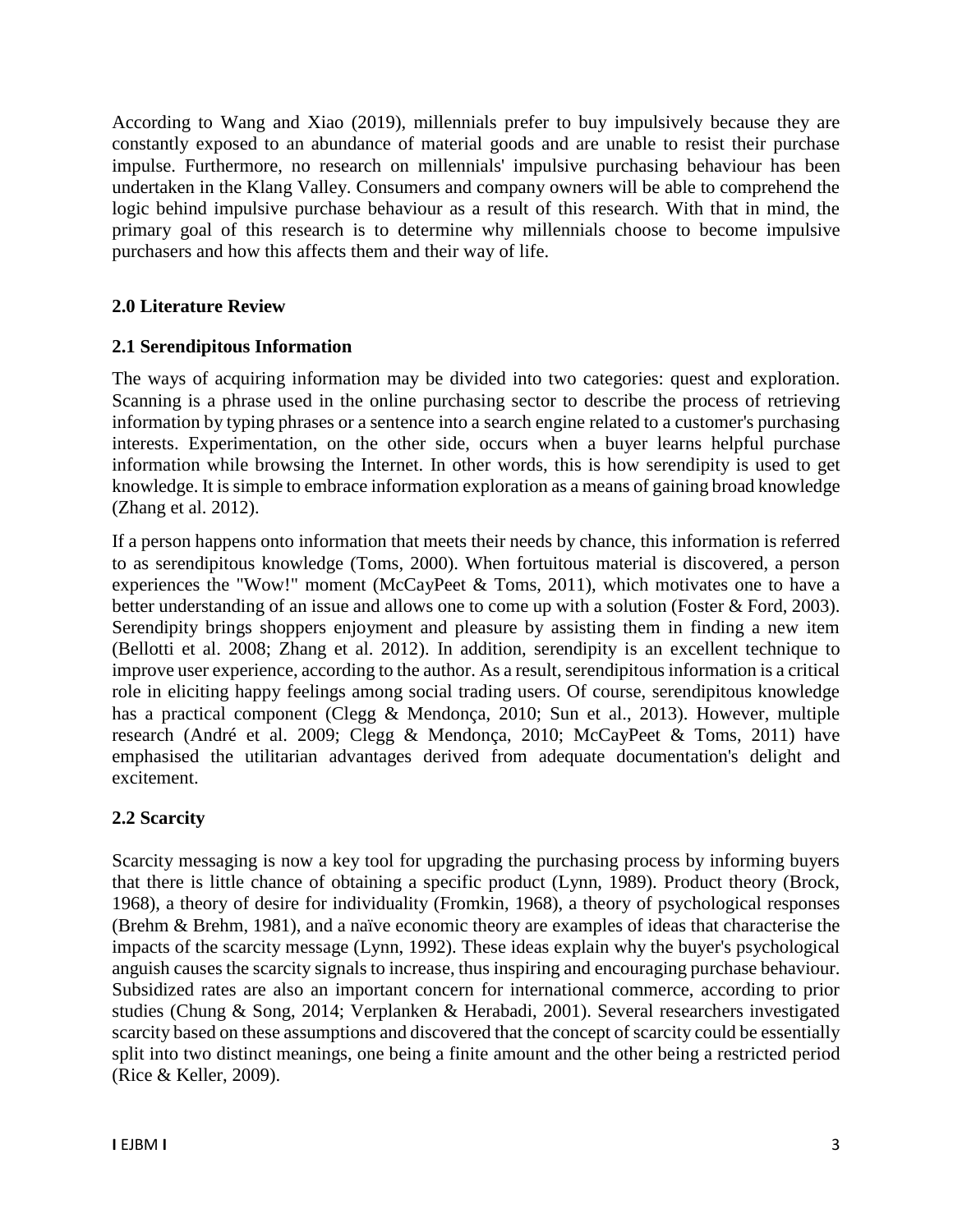According to Wang and Xiao (2019), millennials prefer to buy impulsively because they are constantly exposed to an abundance of material goods and are unable to resist their purchase impulse. Furthermore, no research on millennials' impulsive purchasing behaviour has been undertaken in the Klang Valley. Consumers and company owners will be able to comprehend the logic behind impulsive purchase behaviour as a result of this research. With that in mind, the primary goal of this research is to determine why millennials choose to become impulsive purchasers and how this affects them and their way of life.

## 2.0 Literature Review

### 2.1 Serendipitous Information

The ways of acquiring information may be divided into two categories: quest and exploration. Scanning is a phrase used in the online purchasing sector to describe the process of retrieving information by typing phrases or a sentence into a search engine related to a customer's purchasing interests. Experimentation, on the other side, occurs when a buyer learns helpful purchase information while browsing the Internet. In other words, this is how serendipity is used to get knowledge. It is simple to embrace information exploration as a means of gaining broad knowledge (Zhang et al. 2012).

If a person happens onto information that meets their needs by chance, this information is referred to as serendipitous knowledge (Toms, 2000). When fortuitous material is discovered, a person experiences the "Wow!" moment (McCayPeet & Toms, 2011), which motivates one to have a better understanding of an issue and allows one to come up with a solution (Foster & Ford, 2003). Serendipity brings shoppers enjoyment and pleasure by assisting them in finding a new item (Bellotti et al. 2008; Zhang et al. 2012). In addition, serendipity is an excellent technique to improve user experience, according to the author. As a result, serendipitous information is a critical role in eliciting happy feelings among social trading users. Of course, serendipitous knowledge has a practical component (Clegg & Mendonça, 2010; Sun et al., 2013). However, multiple research (André et al. 2009; Clegg & Mendonça, 2010; McCayPeet & Toms, 2011) have emphasised the utilitarian advantages derived from adequate documentation's delight and excitement.

### 2.2 Scarcity

Scarcity messaging is now a key tool for upgrading the purchasing process by informing buyers that there is little chance of obtaining a specific product (Lynn, 1989). Product theory (Brock, 1968), a theory of desire for individuality (Fromkin, 1968), a theory of psychological responses (Brehm & Brehm, 1981), and a naïve economic theory are examples of ideas that characterise the impacts of the scarcity message (Lynn, 1992). These ideas explain why the buyer's psychological anguish causes the scarcity signals to increase, thus inspiring and encouraging purchase behaviour. Subsidized rates are also an important concern for international commerce, according to prior studies (Chung & Song, 2014; Verplanken & Herabadi, 2001). Several researchers investigated scarcity based on these assumptions and discovered that the concept of scarcity could be essentially split into two distinct meanings, one being a finite amount and the other being a restricted period (Rice & Keller, 2009).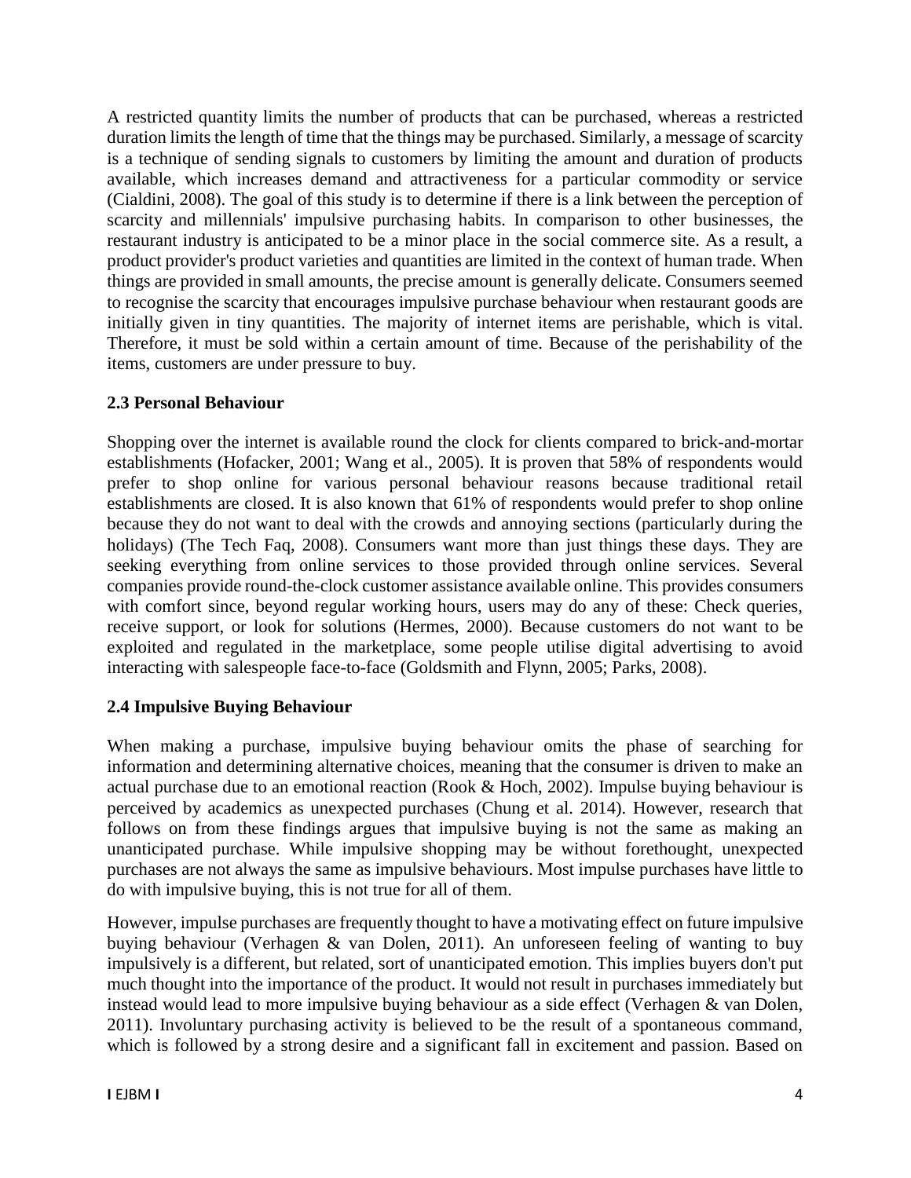A restricted quantity limits the number of products that can be purchased, whereas a restricted duration limits the length of time that the things may be purchased. Similarly, a message of scarcity is a technique of sending signals to customers by limiting the amount and duration of products available, which increases demand and attractiveness for a particular commodity or service (Cialdini, 2008). The goal of this study is to determine if there is a link between the perception of scarcity and millennials' impulsive purchasing habits. In comparison to other businesses, the restaurant industry is anticipated to be a minor place in the social commerce site. As a result, a product provider's product varieties and quantities are limited in the context of human trade. When things are provided in small amounts, the precise amount is generally delicate. Consumers seemed to recognise the scarcity that encourages impulsive purchase behaviour when restaurant goods are initially given in tiny quantities. The majority of internet items are perishable, which is vital. Therefore, it must be sold within a certain amount of time. Because of the perishability of the items, customers are under pressure to buy.

### 2.3 Personal Behaviour

Shopping over the internet is available round the clock for clients compared to brick-and-mortar establishments (Hofacker, 2001; Wang et al., 2005). It is proven that 58% of respondents would prefer to shop online for various personal behaviour reasons because traditional retail establishments are closed. It is also known that 61% of respondents would prefer to shop online because they do not want to deal with the crowds and annoying sections (particularly during the holidays) (The Tech Faq, 2008). Consumers want more than just things these days. They are seeking everything from online services to those provided through online services. Several companies provide round-the-clock customer assistance available online. This provides consumers with comfort since, beyond regular working hours, users may do any of these: Check queries, receive support, or look for solutions (Hermes, 2000). Because customers do not want to be exploited and regulated in the marketplace, some people utilise digital advertising to avoid interacting with salespeople face-to-face (Goldsmith and Flynn, 2005; Parks, 2008).

### 2.4 Impulsive Buying Behaviour

When making a purchase, impulsive buying behaviour omits the phase of searching for information and determining alternative choices, meaning that the consumer is driven to make an actual purchase due to an emotional reaction (Rook & Hoch, 2002). Impulse buying behaviour is perceived by academics as unexpected purchases (Chung et al. 2014). However, research that follows on from these findings argues that impulsive buying is not the same as making an unanticipated purchase. While impulsive shopping may be without forethought, unexpected purchases are not always the same as impulsive behaviours. Most impulse purchases have little to do with impulsive buying, this is not true for all of them.

However, impulse purchases are frequently thought to have a motivating effect on future impulsive buying behaviour (Verhagen & van Dolen, 2011). An unforeseen feeling of wanting to buy impulsively is a different, but related, sort of unanticipated emotion. This implies buyers don't put much thought into the importance of the product. It would not result in purchases immediately but instead would lead to more impulsive buying behaviour as a side effect (Verhagen & van Dolen, 2011). Involuntary purchasing activity is believed to be the result of a spontaneous command, which is followed by a strong desire and a significant fall in excitement and passion. Based on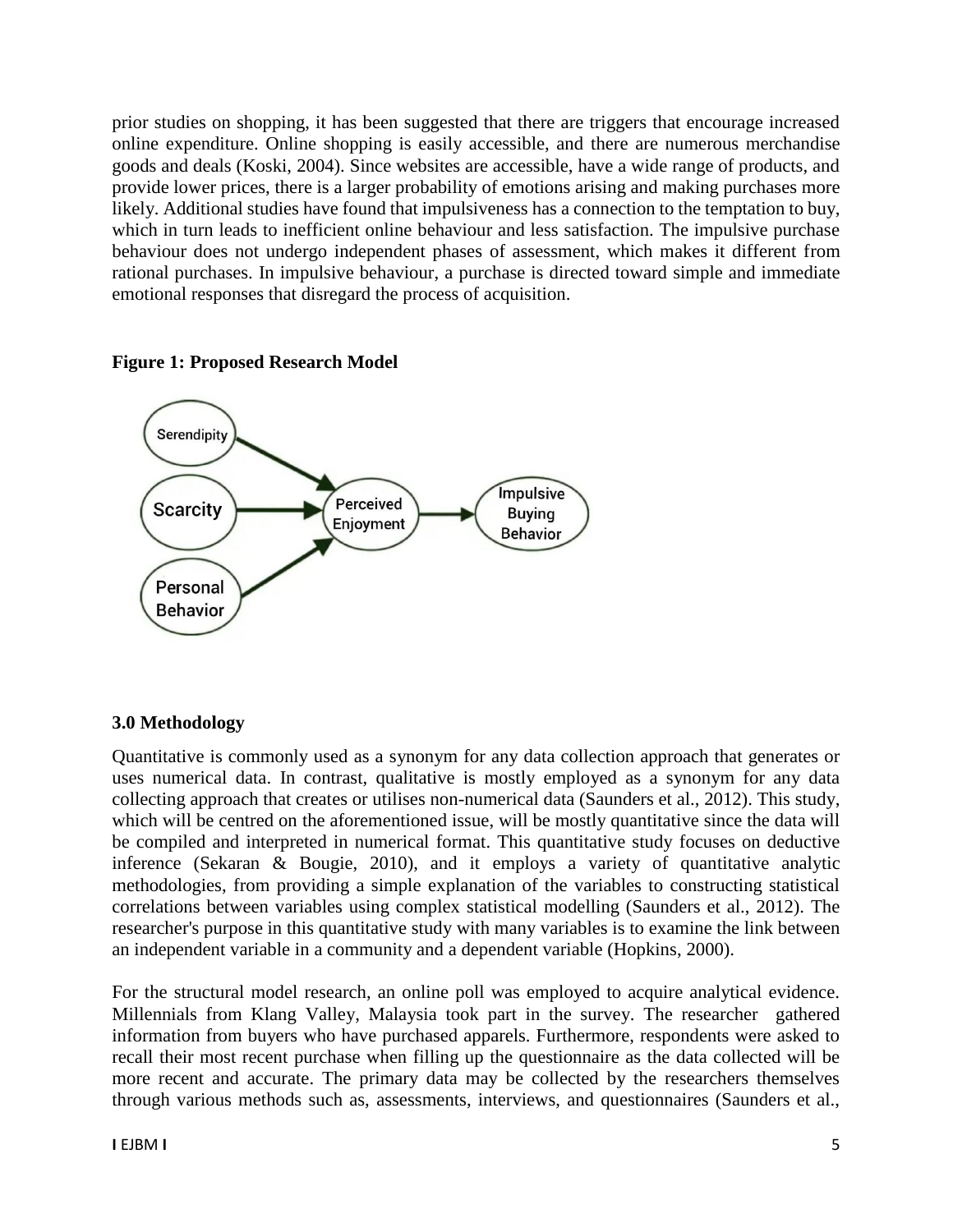prior studies on shopping, it has been suggested that there are triggers that encourage increased online expenditure. Online shopping is easily accessible, and there are numerous merchandise goods and deals (Koski, 2004). Since websites are accessible, have a wide range of products, and provide lower prices, there is a larger probability of emotions arising and making purchases more likely. Additional studies have found that impulsiveness has a connection to the temptation to buy, which in turn leads to inefficient online behaviour and less satisfaction. The impulsive purchase behaviour does not undergo independent phases of assessment, which makes it different from rational purchases. In impulsive behaviour, a purchase is directed toward simple and immediate emotional responses that disregard the process of acquisition.

**Figure 1: Proposed Research Model**

Serendipity → Perceived Enjoyment

Scarcity → Perceived Enjoyment

Personal Behavior → Perceived Enjoyment

Perceived Enjoyment → Impulsive Buying Behavior

### 3.0 Methodology

Quantitative is commonly used as a synonym for any data collection approach that generates or uses numerical data. In contrast, qualitative is mostly employed as a synonym for any data collecting approach that creates or utilises non-numerical data (Saunders et al., 2012). This study, which will be centred on the aforementioned issue, will be mostly quantitative since the data will be compiled and interpreted in numerical format. This quantitative study focuses on deductive inference (Sekaran & Bougie, 2010), and it employs a variety of quantitative analytic methodologies, from providing a simple explanation of the variables to constructing statistical correlations between variables using complex statistical modelling (Saunders et al., 2012). The researcher's purpose in this quantitative study with many variables is to examine the link between an independent variable in a community and a dependent variable (Hopkins, 2000).

For the structural model research, an online poll was employed to acquire analytical evidence. Millennials from Klang Valley, Malaysia took part in the survey. The researcher gathered information from buyers who have purchased apparels. Furthermore, respondents were asked to recall their most recent purchase when filling up the questionnaire as the data collected will be more recent and accurate. The primary data may be collected by the researchers themselves through various methods such as, assessments, interviews, and questionnaires (Saunders et al.,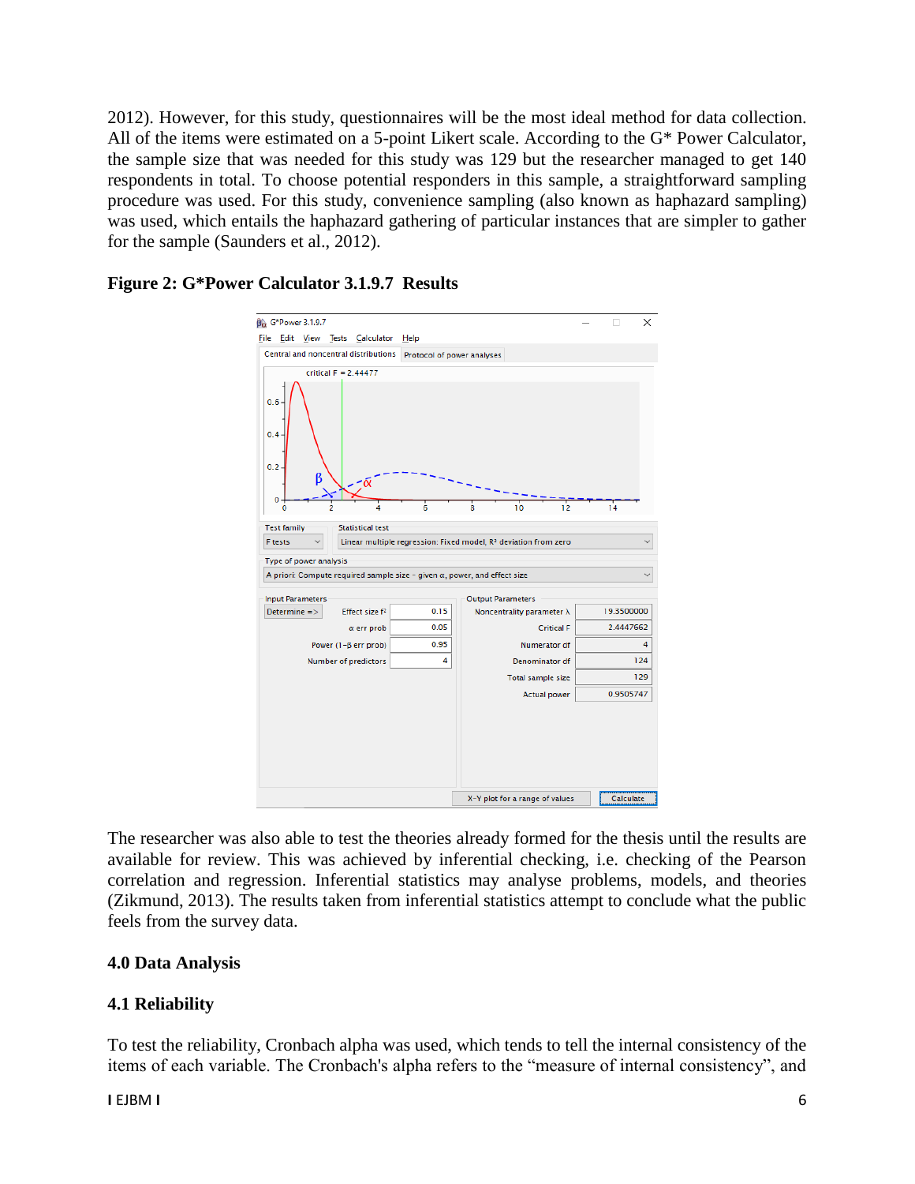2012). However, for this study, questionnaires will be the most ideal method for data collection. All of the items were estimated on a 5-point Likert scale. According to the G* Power Calculator, the sample size that was needed for this study was 129 but the researcher managed to get 140 respondents in total. To choose potential responders in this sample, a straightforward sampling procedure was used. For this study, convenience sampling (also known as haphazard sampling) was used, which entails the haphazard gathering of particular instances that are simpler to gather for the sample (Saunders et al., 2012).

**Figure 2: G*Power Calculator 3.1.9.7 Results**

The researcher was also able to test the theories already formed for the thesis until the results are available for review. This was achieved by inferential checking, i.e. checking of the Pearson correlation and regression. Inferential statistics may analyse problems, models, and theories (Zikmund, 2013). The results taken from inferential statistics attempt to conclude what the public feels from the survey data.

## 4.0 Data Analysis

### 4.1 Reliability

To test the reliability, Cronbach alpha was used, which tends to tell the internal consistency of the items of each variable. The Cronbach's alpha refers to the "measure of internal consistency", and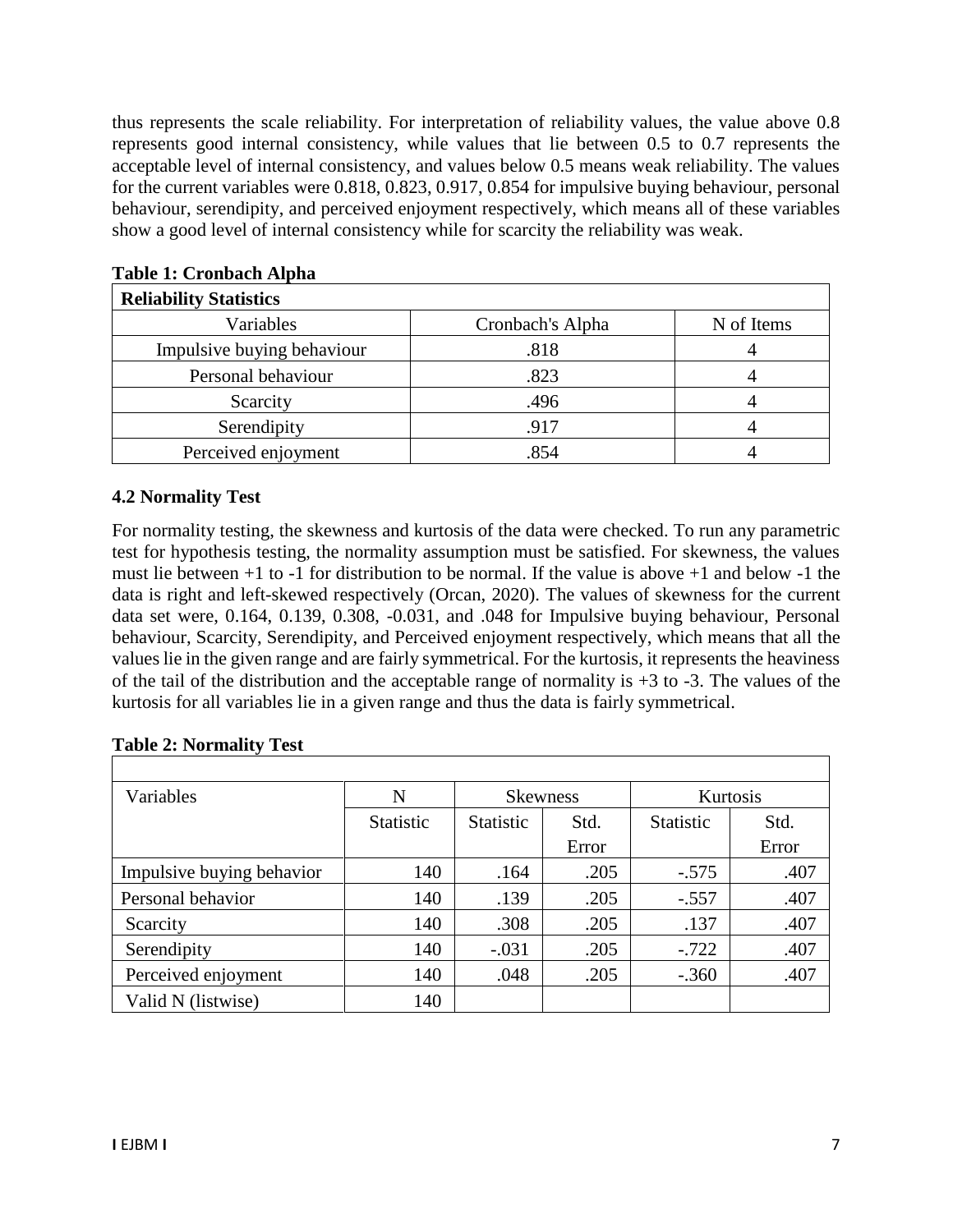thus represents the scale reliability. For interpretation of reliability values, the value above 0.8 represents good internal consistency, while values that lie between 0.5 to 0.7 represents the acceptable level of internal consistency, and values below 0.5 means weak reliability. The values for the current variables were 0.818, 0.823, 0.917, 0.854 for impulsive buying behaviour, personal behaviour, serendipity, and perceived enjoyment respectively, which means all of these variables show a good level of internal consistency while for scarcity the reliability was weak.

**Table 1: Cronbach Alpha**

| **Reliability Statistics** | | |
|---|---|---|
| Variables | Cronbach's Alpha | N of Items |
| Impulsive buying behaviour | .818 | 4 |
| Personal behaviour | .823 | 4 |
| Scarcity | .496 | 4 |
| Serendipity | .917 | 4 |
| Perceived enjoyment | .854 | 4 |

### 4.2 Normality Test

For normality testing, the skewness and kurtosis of the data were checked. To run any parametric test for hypothesis testing, the normality assumption must be satisfied. For skewness, the values must lie between +1 to -1 for distribution to be normal. If the value is above +1 and below -1 the data is right and left-skewed respectively (Orcan, 2020). The values of skewness for the current data set were, 0.164, 0.139, 0.308, -0.031, and .048 for Impulsive buying behaviour, Personal behaviour, Scarcity, Serendipity, and Perceived enjoyment respectively, which means that all the values lie in the given range and are fairly symmetrical. For the kurtosis, it represents the heaviness of the tail of the distribution and the acceptable range of normality is +3 to -3. The values of the kurtosis for all variables lie in a given range and thus the data is fairly symmetrical.

**Table 2: Normality Test**

| Variables | N | Skewness | | Kurtosis | |
|---|---|---|---|---|---|
| | Statistic | Statistic | Std. Error | Statistic | Std. Error |
| Impulsive buying behavior | 140 | .164 | .205 | -.575 | .407 |
| Personal behavior | 140 | .139 | .205 | -.557 | .407 |
| Scarcity | 140 | .308 | .205 | .137 | .407 |
| Serendipity | 140 | -.031 | .205 | -.722 | .407 |
| Perceived enjoyment | 140 | .048 | .205 | -.360 | .407 |
| Valid N (listwise) | 140 | | | | |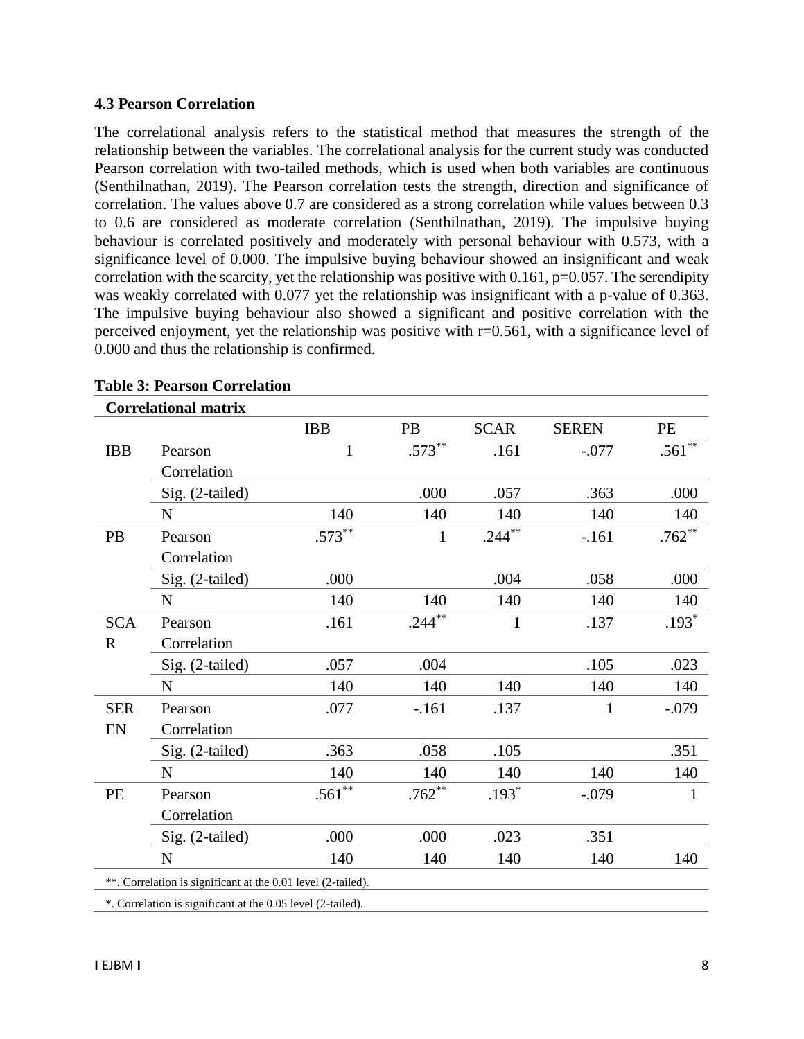### 4.3 Pearson Correlation

The correlational analysis refers to the statistical method that measures the strength of the relationship between the variables. The correlational analysis for the current study was conducted Pearson correlation with two-tailed methods, which is used when both variables are continuous (Senthilnathan, 2019). The Pearson correlation tests the strength, direction and significance of correlation. The values above 0.7 are considered as a strong correlation while values between 0.3 to 0.6 are considered as moderate correlation (Senthilnathan, 2019). The impulsive buying behaviour is correlated positively and moderately with personal behaviour with 0.573, with a significance level of 0.000. The impulsive buying behaviour showed an insignificant and weak correlation with the scarcity, yet the relationship was positive with 0.161, p=0.057. The serendipity was weakly correlated with 0.077 yet the relationship was insignificant with a p-value of 0.363. The impulsive buying behaviour also showed a significant and positive correlation with the perceived enjoyment, yet the relationship was positive with r=0.561, with a significance level of 0.000 and thus the relationship is confirmed.

**Table 3: Pearson Correlation**

**Correlational matrix**

| | | IBB | PB | SCAR | SEREN | PE |
|---|---|---|---|---|---|---|
| IBB | Pearson Correlation | 1 | .573** | .161 | -.077 | .561** |
| | Sig. (2-tailed) | | .000 | .057 | .363 | .000 |
| | N | 140 | 140 | 140 | 140 | 140 |
| PB | Pearson Correlation | .573** | 1 | .244** | -.161 | .762** |
| | Sig. (2-tailed) | .000 | | .004 | .058 | .000 |
| | N | 140 | 140 | 140 | 140 | 140 |
| SCAR | Pearson Correlation | .161 | .244** | 1 | .137 | .193* |
| | Sig. (2-tailed) | .057 | .004 | | .105 | .023 |
| | N | 140 | 140 | 140 | 140 | 140 |
| SEREN | Pearson Correlation | .077 | -.161 | .137 | 1 | -.079 |
| | Sig. (2-tailed) | .363 | .058 | .105 | | .351 |
| | N | 140 | 140 | 140 | 140 | 140 |
| PE | Pearson Correlation | .561** | .762** | .193* | -.079 | 1 |
| | Sig. (2-tailed) | .000 | .000 | .023 | .351 | |
| | N | 140 | 140 | 140 | 140 | 140 |

**. Correlation is significant at the 0.01 level (2-tailed).

*. Correlation is significant at the 0.05 level (2-tailed).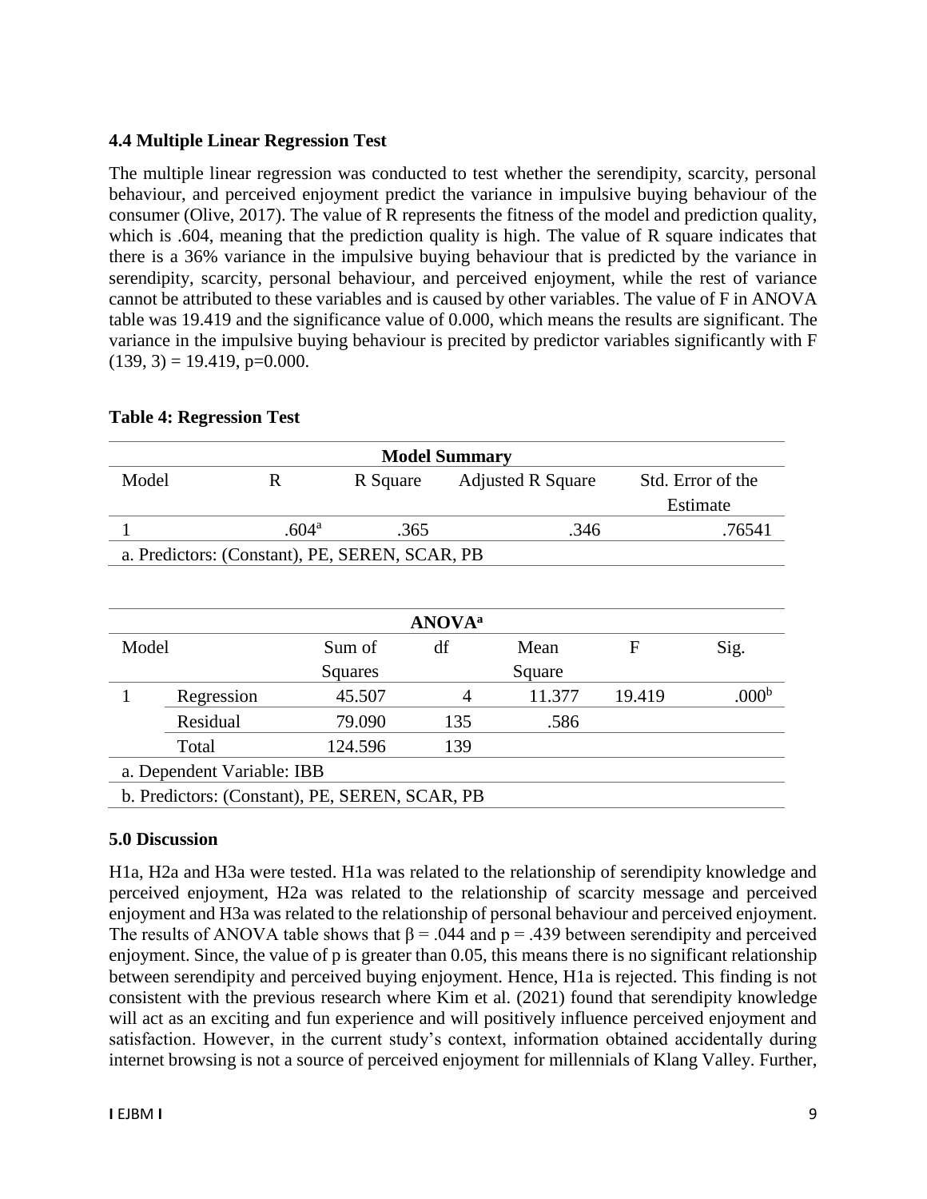### 4.4 Multiple Linear Regression Test

The multiple linear regression was conducted to test whether the serendipity, scarcity, personal behaviour, and perceived enjoyment predict the variance in impulsive buying behaviour of the consumer (Olive, 2017). The value of R represents the fitness of the model and prediction quality, which is .604, meaning that the prediction quality is high. The value of R square indicates that there is a 36% variance in the impulsive buying behaviour that is predicted by the variance in serendipity, scarcity, personal behaviour, and perceived enjoyment, while the rest of variance cannot be attributed to these variables and is caused by other variables. The value of F in ANOVA table was 19.419 and the significance value of 0.000, which means the results are significant. The variance in the impulsive buying behaviour is precited by predictor variables significantly with $F(139, 3) = 19.419$, $p=0.000$.

**Table 4: Regression Test**

| Model Summary | | | | |
|---|---|---|---|---|
| Model | R | R Square | Adjusted R Square | Std. Error of the Estimate |
| 1 | .604[a] | .365 | .346 | .76541 |
| a. Predictors: (Constant), PE, SEREN, SCAR, PB | | | | |

| ANOVA[a] | | | | | | |
|---|---|---|---|---|---|---|
| Model | | Sum of Squares | df | Mean Square | F | Sig. |
| 1 | Regression | 45.507 | 4 | 11.377 | 19.419 | .000[b] |
| | Residual | 79.090 | 135 | .586 | | |
| | Total | 124.596 | 139 | | | |
| a. Dependent Variable: IBB | | | | | | |
| b. Predictors: (Constant), PE, SEREN, SCAR, PB | | | | | | |

### 5.0 Discussion

H1a, H2a and H3a were tested. H1a was related to the relationship of serendipity knowledge and perceived enjoyment, H2a was related to the relationship of scarcity message and perceived enjoyment and H3a was related to the relationship of personal behaviour and perceived enjoyment. The results of ANOVA table shows that $\beta = .044$ and $p = .439$ between serendipity and perceived enjoyment. Since, the value of p is greater than 0.05, this means there is no significant relationship between serendipity and perceived buying enjoyment. Hence, H1a is rejected. This finding is not consistent with the previous research where Kim et al. (2021) found that serendipity knowledge will act as an exciting and fun experience and will positively influence perceived enjoyment and satisfaction. However, in the current study's context, information obtained accidentally during internet browsing is not a source of perceived enjoyment for millennials of Klang Valley. Further,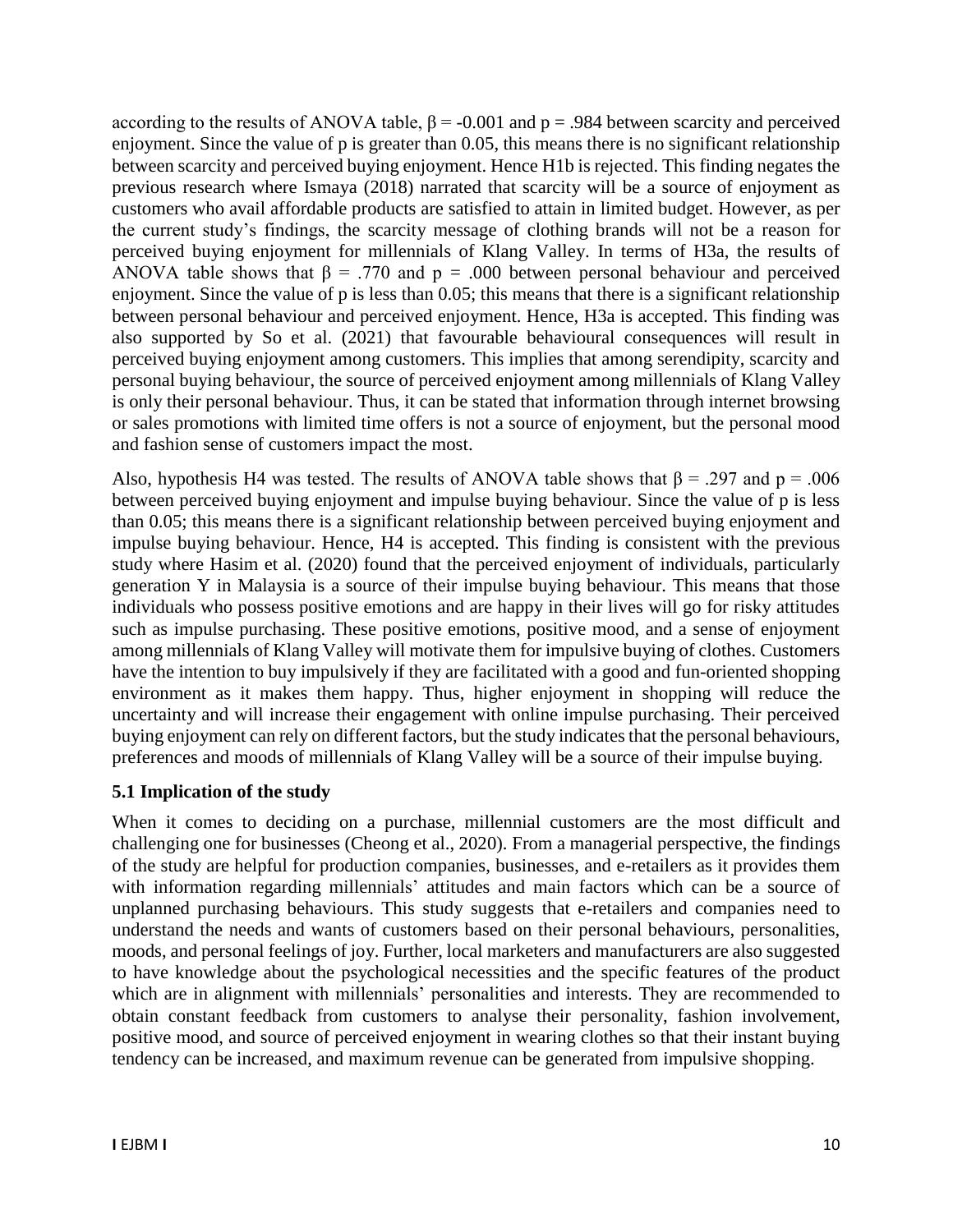according to the results of ANOVA table, $\beta = -0.001$ and $p = .984$ between scarcity and perceived enjoyment. Since the value of p is greater than 0.05, this means there is no significant relationship between scarcity and perceived buying enjoyment. Hence H1b is rejected. This finding negates the previous research where Ismaya (2018) narrated that scarcity will be a source of enjoyment as customers who avail affordable products are satisfied to attain in limited budget. However, as per the current study's findings, the scarcity message of clothing brands will not be a reason for perceived buying enjoyment for millennials of Klang Valley. In terms of H3a, the results of ANOVA table shows that $\beta = .770$ and $p = .000$ between personal behaviour and perceived enjoyment. Since the value of p is less than 0.05; this means that there is a significant relationship between personal behaviour and perceived enjoyment. Hence, H3a is accepted. This finding was also supported by So et al. (2021) that favourable behavioural consequences will result in perceived buying enjoyment among customers. This implies that among serendipity, scarcity and personal buying behaviour, the source of perceived enjoyment among millennials of Klang Valley is only their personal behaviour. Thus, it can be stated that information through internet browsing or sales promotions with limited time offers is not a source of enjoyment, but the personal mood and fashion sense of customers impact the most.

Also, hypothesis H4 was tested. The results of ANOVA table shows that $\beta = .297$ and $p = .006$ between perceived buying enjoyment and impulse buying behaviour. Since the value of p is less than 0.05; this means there is a significant relationship between perceived buying enjoyment and impulse buying behaviour. Hence, H4 is accepted. This finding is consistent with the previous study where Hasim et al. (2020) found that the perceived enjoyment of individuals, particularly generation Y in Malaysia is a source of their impulse buying behaviour. This means that those individuals who possess positive emotions and are happy in their lives will go for risky attitudes such as impulse purchasing. These positive emotions, positive mood, and a sense of enjoyment among millennials of Klang Valley will motivate them for impulsive buying of clothes. Customers have the intention to buy impulsively if they are facilitated with a good and fun-oriented shopping environment as it makes them happy. Thus, higher enjoyment in shopping will reduce the uncertainty and will increase their engagement with online impulse purchasing. Their perceived buying enjoyment can rely on different factors, but the study indicates that the personal behaviours, preferences and moods of millennials of Klang Valley will be a source of their impulse buying.

## 5.1 Implication of the study

When it comes to deciding on a purchase, millennial customers are the most difficult and challenging one for businesses (Cheong et al., 2020). From a managerial perspective, the findings of the study are helpful for production companies, businesses, and e-retailers as it provides them with information regarding millennials' attitudes and main factors which can be a source of unplanned purchasing behaviours. This study suggests that e-retailers and companies need to understand the needs and wants of customers based on their personal behaviours, personalities, moods, and personal feelings of joy. Further, local marketers and manufacturers are also suggested to have knowledge about the psychological necessities and the specific features of the product which are in alignment with millennials' personalities and interests. They are recommended to obtain constant feedback from customers to analyse their personality, fashion involvement, positive mood, and source of perceived enjoyment in wearing clothes so that their instant buying tendency can be increased, and maximum revenue can be generated from impulsive shopping.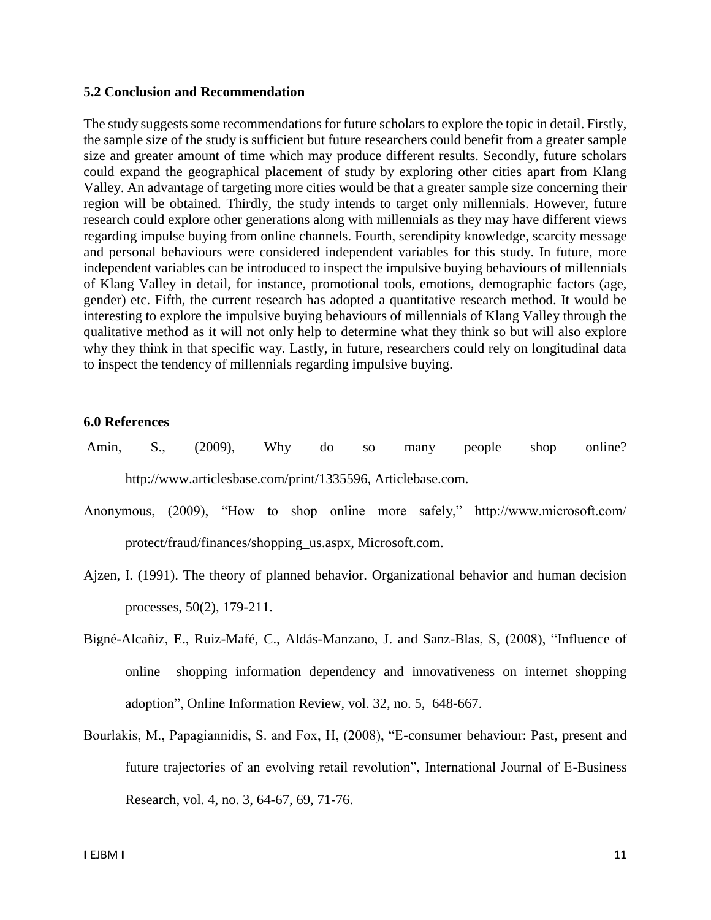### 5.2 Conclusion and Recommendation

The study suggests some recommendations for future scholars to explore the topic in detail. Firstly, the sample size of the study is sufficient but future researchers could benefit from a greater sample size and greater amount of time which may produce different results. Secondly, future scholars could expand the geographical placement of study by exploring other cities apart from Klang Valley. An advantage of targeting more cities would be that a greater sample size concerning their region will be obtained. Thirdly, the study intends to target only millennials. However, future research could explore other generations along with millennials as they may have different views regarding impulse buying from online channels. Fourth, serendipity knowledge, scarcity message and personal behaviours were considered independent variables for this study. In future, more independent variables can be introduced to inspect the impulsive buying behaviours of millennials of Klang Valley in detail, for instance, promotional tools, emotions, demographic factors (age, gender) etc. Fifth, the current research has adopted a quantitative research method. It would be interesting to explore the impulsive buying behaviours of millennials of Klang Valley through the qualitative method as it will not only help to determine what they think so but will also explore why they think in that specific way. Lastly, in future, researchers could rely on longitudinal data to inspect the tendency of millennials regarding impulsive buying.

## 6.0 References

Amin, S., (2009), Why do so many people shop online? http://www.articlesbase.com/print/1335596, Articlebase.com.

Anonymous, (2009), "How to shop online more safely," http://www.microsoft.com/ protect/fraud/finances/shopping_us.aspx, Microsoft.com.

Ajzen, I. (1991). The theory of planned behavior. Organizational behavior and human decision processes, 50(2), 179-211.

Bigné-Alcañiz, E., Ruiz-Mafé, C., Aldás-Manzano, J. and Sanz-Blas, S, (2008), "Influence of online shopping information dependency and innovativeness on internet shopping adoption", Online Information Review, vol. 32, no. 5, 648-667.

Bourlakis, M., Papagiannidis, S. and Fox, H, (2008), "E-consumer behaviour: Past, present and future trajectories of an evolving retail revolution", International Journal of E-Business Research, vol. 4, no. 3, 64-67, 69, 71-76.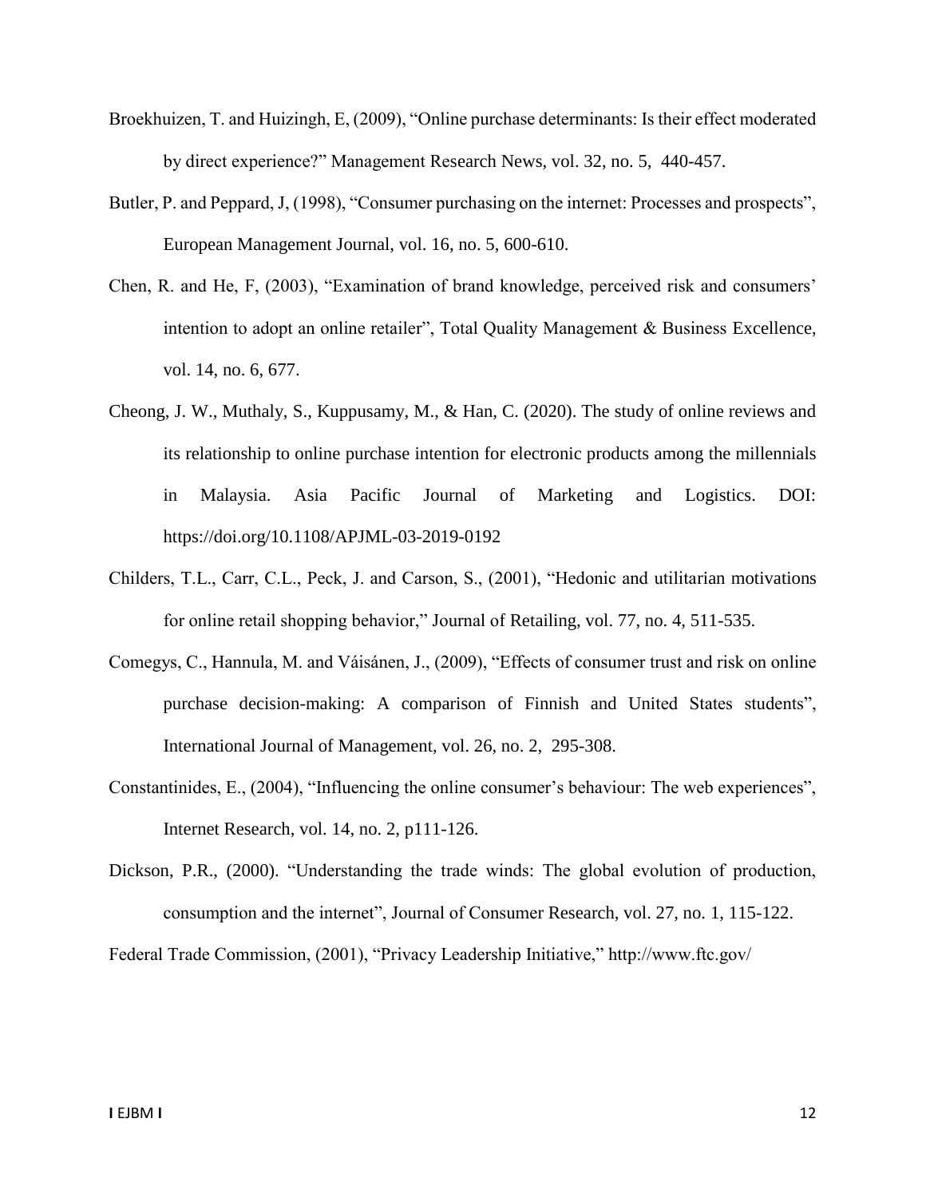Broekhuizen, T. and Huizingh, E, (2009), "Online purchase determinants: Is their effect moderated by direct experience?" Management Research News, vol. 32, no. 5, 440-457.

Butler, P. and Peppard, J, (1998), "Consumer purchasing on the internet: Processes and prospects", European Management Journal, vol. 16, no. 5, 600-610.

Chen, R. and He, F, (2003), "Examination of brand knowledge, perceived risk and consumers' intention to adopt an online retailer", Total Quality Management & Business Excellence, vol. 14, no. 6, 677.

Cheong, J. W., Muthaly, S., Kuppusamy, M., & Han, C. (2020). The study of online reviews and its relationship to online purchase intention for electronic products among the millennials in Malaysia. Asia Pacific Journal of Marketing and Logistics. DOI: https://doi.org/10.1108/APJML-03-2019-0192

Childers, T.L., Carr, C.L., Peck, J. and Carson, S., (2001), "Hedonic and utilitarian motivations for online retail shopping behavior," Journal of Retailing, vol. 77, no. 4, 511-535.

Comegys, C., Hannula, M. and Váisánen, J., (2009), "Effects of consumer trust and risk on online purchase decision-making: A comparison of Finnish and United States students", International Journal of Management, vol. 26, no. 2, 295-308.

Constantinides, E., (2004), "Influencing the online consumer's behaviour: The web experiences", Internet Research, vol. 14, no. 2, p111-126.

Dickson, P.R., (2000). "Understanding the trade winds: The global evolution of production, consumption and the internet", Journal of Consumer Research, vol. 27, no. 1, 115-122.

Federal Trade Commission, (2001), "Privacy Leadership Initiative," http://www.ftc.gov/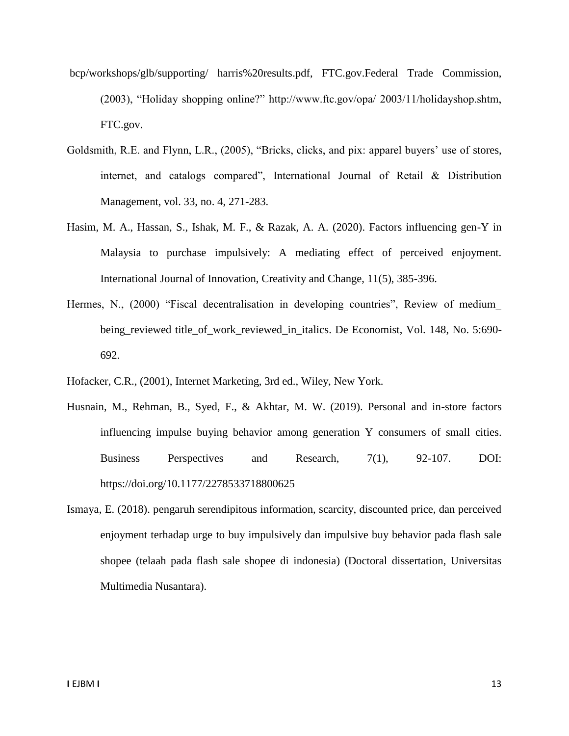bcp/workshops/glb/supporting/ harris%20results.pdf, FTC.gov.Federal Trade Commission, (2003), "Holiday shopping online?" http://www.ftc.gov/opa/ 2003/11/holidayshop.shtm, FTC.gov.

Goldsmith, R.E. and Flynn, L.R., (2005), "Bricks, clicks, and pix: apparel buyers' use of stores, internet, and catalogs compared", International Journal of Retail & Distribution Management, vol. 33, no. 4, 271-283.

Hasim, M. A., Hassan, S., Ishak, M. F., & Razak, A. A. (2020). Factors influencing gen-Y in Malaysia to purchase impulsively: A mediating effect of perceived enjoyment. International Journal of Innovation, Creativity and Change, 11(5), 385-396.

Hermes, N., (2000) "Fiscal decentralisation in developing countries", Review of medium_ being_reviewed title_of_work_reviewed_in_italics. De Economist, Vol. 148, No. 5:690-692.

Hofacker, C.R., (2001), Internet Marketing, 3rd ed., Wiley, New York.

Husnain, M., Rehman, B., Syed, F., & Akhtar, M. W. (2019). Personal and in-store factors influencing impulse buying behavior among generation Y consumers of small cities. Business Perspectives and Research, 7(1), 92-107. DOI: https://doi.org/10.1177/2278533718800625

Ismaya, E. (2018). pengaruh serendipitous information, scarcity, discounted price, dan perceived enjoyment terhadap urge to buy impulsively dan impulsive buy behavior pada flash sale shopee (telaah pada flash sale shopee di indonesia) (Doctoral dissertation, Universitas Multimedia Nusantara).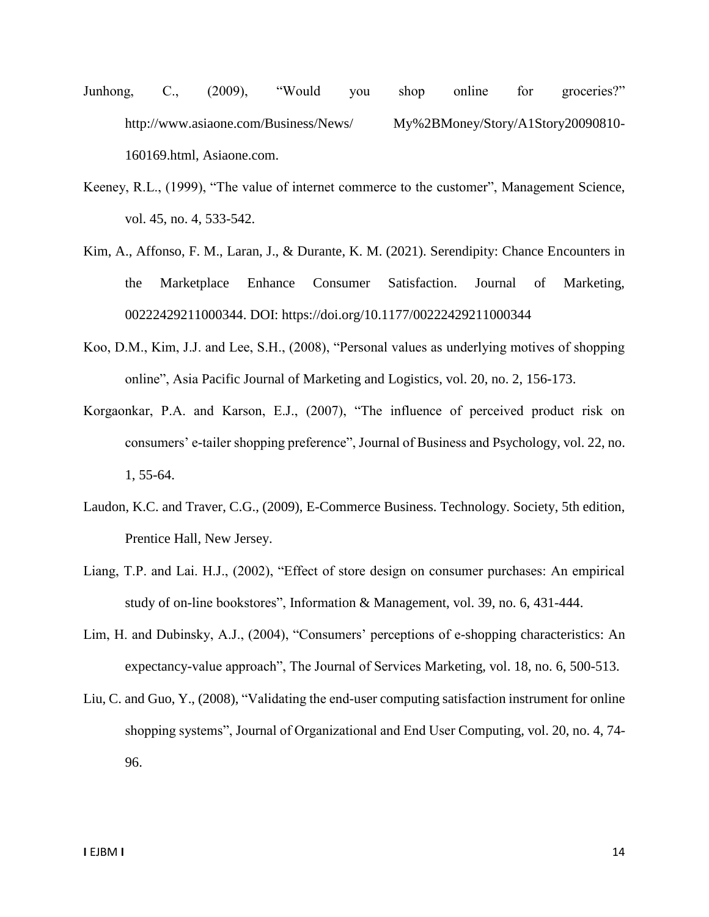Junhong, C., (2009), "Would you shop online for groceries?" http://www.asiaone.com/Business/News/ My%2BMoney/Story/A1Story20090810-160169.html, Asiaone.com.

Keeney, R.L., (1999), "The value of internet commerce to the customer", Management Science, vol. 45, no. 4, 533-542.

Kim, A., Affonso, F. M., Laran, J., & Durante, K. M. (2021). Serendipity: Chance Encounters in the Marketplace Enhance Consumer Satisfaction. Journal of Marketing, 00222429211000344. DOI: https://doi.org/10.1177/00222429211000344

Koo, D.M., Kim, J.J. and Lee, S.H., (2008), "Personal values as underlying motives of shopping online", Asia Pacific Journal of Marketing and Logistics, vol. 20, no. 2, 156-173.

Korgaonkar, P.A. and Karson, E.J., (2007), "The influence of perceived product risk on consumers' e-tailer shopping preference", Journal of Business and Psychology, vol. 22, no. 1, 55-64.

Laudon, K.C. and Traver, C.G., (2009), E-Commerce Business. Technology. Society, 5th edition, Prentice Hall, New Jersey.

Liang, T.P. and Lai. H.J., (2002), "Effect of store design on consumer purchases: An empirical study of on-line bookstores", Information & Management, vol. 39, no. 6, 431-444.

Lim, H. and Dubinsky, A.J., (2004), "Consumers' perceptions of e-shopping characteristics: An expectancy-value approach", The Journal of Services Marketing, vol. 18, no. 6, 500-513.

Liu, C. and Guo, Y., (2008), "Validating the end-user computing satisfaction instrument for online shopping systems", Journal of Organizational and End User Computing, vol. 20, no. 4, 74-96.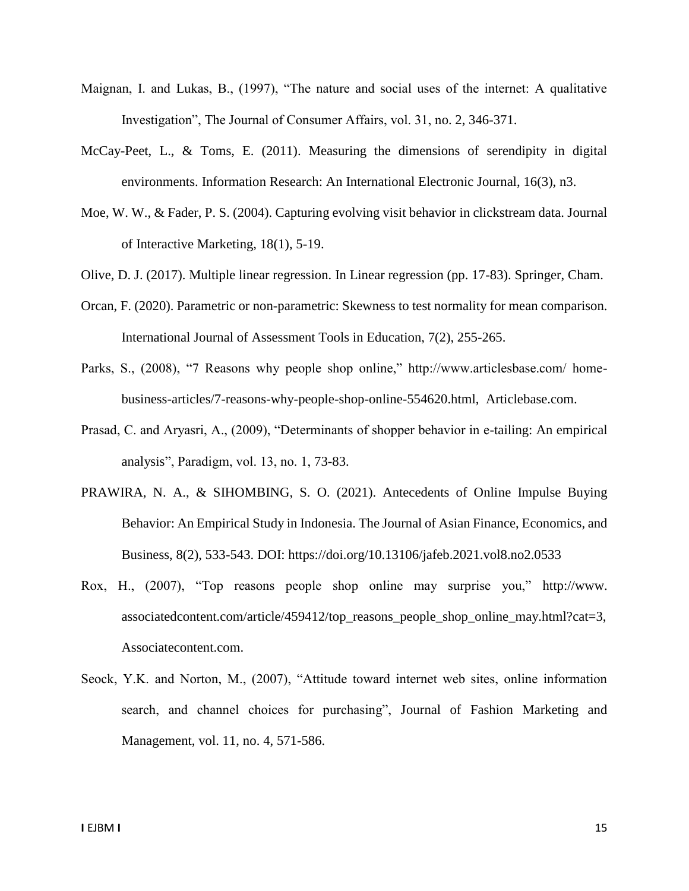Maignan, I. and Lukas, B., (1997), “The nature and social uses of the internet: A qualitative Investigation”, The Journal of Consumer Affairs, vol. 31, no. 2, 346-371.

McCay-Peet, L., & Toms, E. (2011). Measuring the dimensions of serendipity in digital environments. Information Research: An International Electronic Journal, 16(3), n3.

Moe, W. W., & Fader, P. S. (2004). Capturing evolving visit behavior in clickstream data. Journal of Interactive Marketing, 18(1), 5-19.

Olive, D. J. (2017). Multiple linear regression. In Linear regression (pp. 17-83). Springer, Cham.

Orcan, F. (2020). Parametric or non-parametric: Skewness to test normality for mean comparison. International Journal of Assessment Tools in Education, 7(2), 255-265.

Parks, S., (2008), “7 Reasons why people shop online,” http://www.articlesbase.com/ home-business-articles/7-reasons-why-people-shop-online-554620.html, Articlebase.com.

Prasad, C. and Aryasri, A., (2009), “Determinants of shopper behavior in e-tailing: An empirical analysis”, Paradigm, vol. 13, no. 1, 73-83.

PRAWIRA, N. A., & SIHOMBING, S. O. (2021). Antecedents of Online Impulse Buying Behavior: An Empirical Study in Indonesia. The Journal of Asian Finance, Economics, and Business, 8(2), 533-543. DOI: https://doi.org/10.13106/jafeb.2021.vol8.no2.0533

Rox, H., (2007), “Top reasons people shop online may surprise you,” http://www. associatedcontent.com/article/459412/top_reasons_people_shop_online_may.html?cat=3, Associatecontent.com.

Seock, Y.K. and Norton, M., (2007), “Attitude toward internet web sites, online information search, and channel choices for purchasing”, Journal of Fashion Marketing and Management, vol. 11, no. 4, 571-586.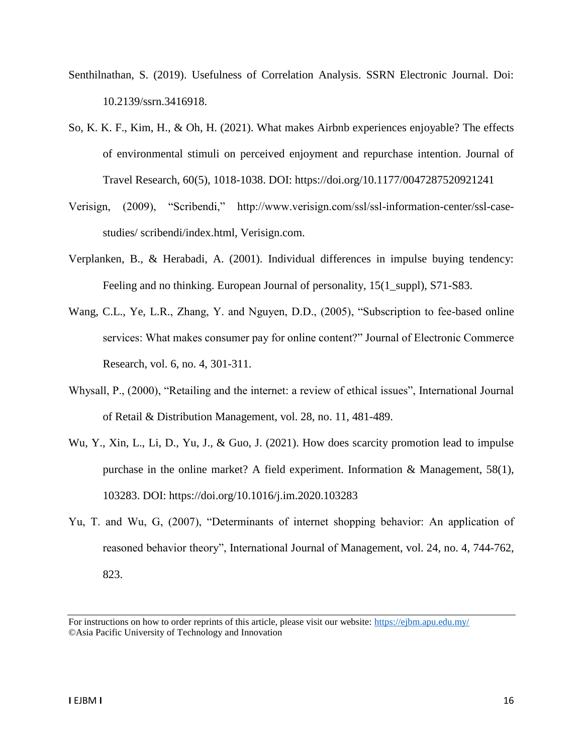Senthilnathan, S. (2019). Usefulness of Correlation Analysis. SSRN Electronic Journal. Doi: 10.2139/ssrn.3416918.

So, K. K. F., Kim, H., & Oh, H. (2021). What makes Airbnb experiences enjoyable? The effects of environmental stimuli on perceived enjoyment and repurchase intention. Journal of Travel Research, 60(5), 1018-1038. DOI: https://doi.org/10.1177/0047287520921241

Verisign, (2009), "Scribendi," http://www.verisign.com/ssl/ssl-information-center/ssl-case-studies/ scribendi/index.html, Verisign.com.

Verplanken, B., & Herabadi, A. (2001). Individual differences in impulse buying tendency: Feeling and no thinking. European Journal of personality, 15(1_suppl), S71-S83.

Wang, C.L., Ye, L.R., Zhang, Y. and Nguyen, D.D., (2005), "Subscription to fee-based online services: What makes consumer pay for online content?" Journal of Electronic Commerce Research, vol. 6, no. 4, 301-311.

Whysall, P., (2000), "Retailing and the internet: a review of ethical issues", International Journal of Retail & Distribution Management, vol. 28, no. 11, 481-489.

Wu, Y., Xin, L., Li, D., Yu, J., & Guo, J. (2021). How does scarcity promotion lead to impulse purchase in the online market? A field experiment. Information & Management, 58(1), 103283. DOI: https://doi.org/10.1016/j.im.2020.103283

Yu, T. and Wu, G, (2007), "Determinants of internet shopping behavior: An application of reasoned behavior theory", International Journal of Management, vol. 24, no. 4, 744-762, 823.

For instructions on how to order reprints of this article, please visit our website: https://ejbm.apu.edu.my/
©Asia Pacific University of Technology and Innovation